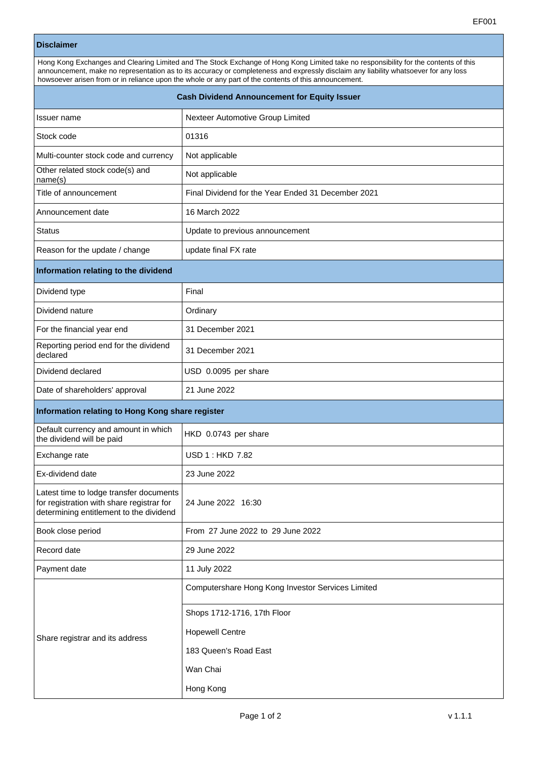EF001

| Disclaimer | |
|---|---|
| Hong Kong Exchanges and Clearing Limited and The Stock Exchange of Hong Kong Limited take no responsibility for the contents of this announcement, make no representation as to its accuracy or completeness and expressly disclaim any liability whatsoever for any loss howsoever arisen from or in reliance upon the whole or any part of the contents of this announcement. | |

**Cash Dividend Announcement for Equity Issuer**

| | |
|---|---|
| Issuer name | Nexteer Automotive Group Limited |
| Stock code | 01316 |
| Multi-counter stock code and currency | Not applicable |
| Other related stock code(s) and name(s) | Not applicable |
| Title of announcement | Final Dividend for the Year Ended 31 December 2021 |
| Announcement date | 16 March 2022 |
| Status | Update to previous announcement |
| Reason for the update / change | update final FX rate |

**Information relating to the dividend**

| | |
|---|---|
| Dividend type | Final |
| Dividend nature | Ordinary |
| For the financial year end | 31 December 2021 |
| Reporting period end for the dividend declared | 31 December 2021 |
| Dividend declared | USD 0.0095 per share |
| Date of shareholders' approval | 21 June 2022 |

**Information relating to Hong Kong share register**

| | |
|---|---|
| Default currency and amount in which the dividend will be paid | HKD 0.0743 per share |
| Exchange rate | USD 1 : HKD 7.82 |
| Ex-dividend date | 23 June 2022 |
| Latest time to lodge transfer documents for registration with share registrar for determining entitlement to the dividend | 24 June 2022 16:30 |
| Book close period | From 27 June 2022 to 29 June 2022 |
| Record date | 29 June 2022 |
| Payment date | 11 July 2022 |
| Share registrar and its address | Computershare Hong Kong Investor Services Limited<br>Shops 1712-1716, 17th Floor<br>Hopewell Centre<br>183 Queen's Road East<br>Wan Chai<br>Hong Kong |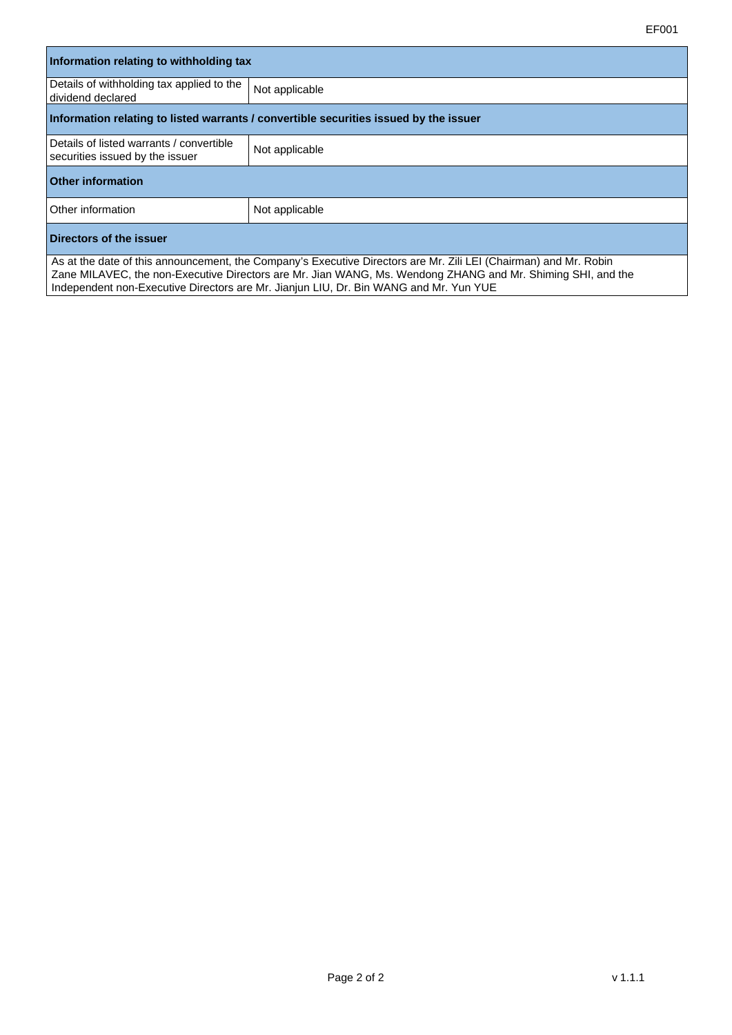| Information relating to withholding tax | |
|---|---|
| Details of withholding tax applied to the dividend declared | Not applicable |

| Information relating to listed warrants / convertible securities issued by the issuer | |
|---|---|
| Details of listed warrants / convertible securities issued by the issuer | Not applicable |

| Other information | |
|---|---|
| Other information | Not applicable |

**Directors of the issuer**

As at the date of this announcement, the Company's Executive Directors are Mr. Zili LEI (Chairman) and Mr. Robin Zane MILAVEC, the non-Executive Directors are Mr. Jian WANG, Ms. Wendong ZHANG and Mr. Shiming SHI, and the Independent non-Executive Directors are Mr. Jianjun LIU, Dr. Bin WANG and Mr. Yun YUE